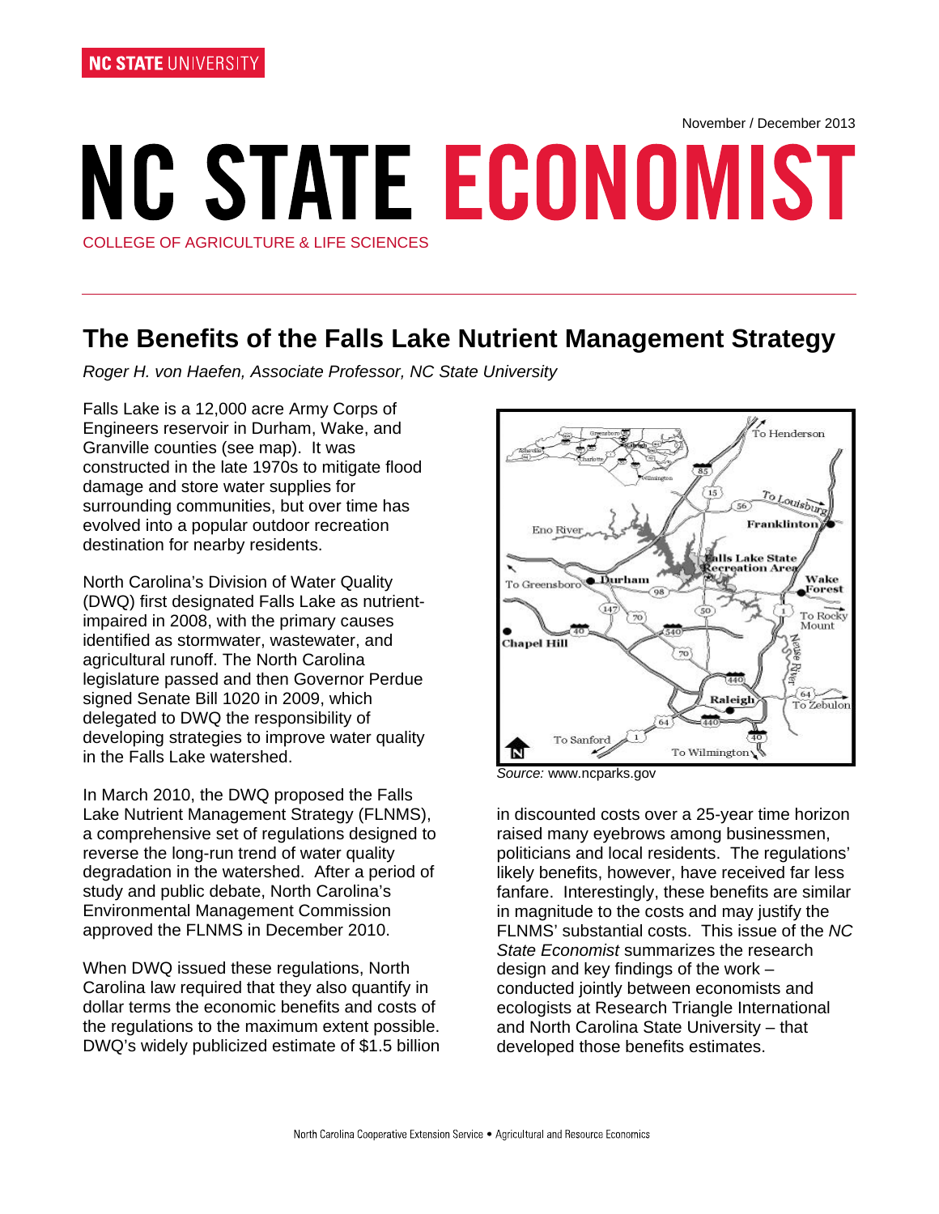NC STATE UNIVERSITY

November / December 2013

# NC STATE ECONOMIST

COLLEGE OF AGRICULTURE & LIFE SCIENCES

## The Benefits of the Falls Lake Nutrient Management Strategy

*Roger H. von Haefen, Associate Professor, NC State University*

Falls Lake is a 12,000 acre Army Corps of Engineers reservoir in Durham, Wake, and Granville counties (see map). It was constructed in the late 1970s to mitigate flood damage and store water supplies for surrounding communities, but over time has evolved into a popular outdoor recreation destination for nearby residents.

North Carolina's Division of Water Quality (DWQ) first designated Falls Lake as nutrient-impaired in 2008, with the primary causes identified as stormwater, wastewater, and agricultural runoff. The North Carolina legislature passed and then Governor Perdue signed Senate Bill 1020 in 2009, which delegated to DWQ the responsibility of developing strategies to improve water quality in the Falls Lake watershed.

In March 2010, the DWQ proposed the Falls Lake Nutrient Management Strategy (FLNMS), a comprehensive set of regulations designed to reverse the long-run trend of water quality degradation in the watershed. After a period of study and public debate, North Carolina's Environmental Management Commission approved the FLNMS in December 2010.

When DWQ issued these regulations, North Carolina law required that they also quantify in dollar terms the economic benefits and costs of the regulations to the maximum extent possible. DWQ's widely publicized estimate of $1.5 billion in discounted costs over a 25-year time horizon raised many eyebrows among businessmen, politicians and local residents. The regulations' likely benefits, however, have received far less fanfare. Interestingly, these benefits are similar in magnitude to the costs and may justify the FLNMS' substantial costs. This issue of the *NC State Economist* summarizes the research design and key findings of the work – conducted jointly between economists and ecologists at Research Triangle International and North Carolina State University – that developed those benefits estimates.

*Source:* www.ncparks.gov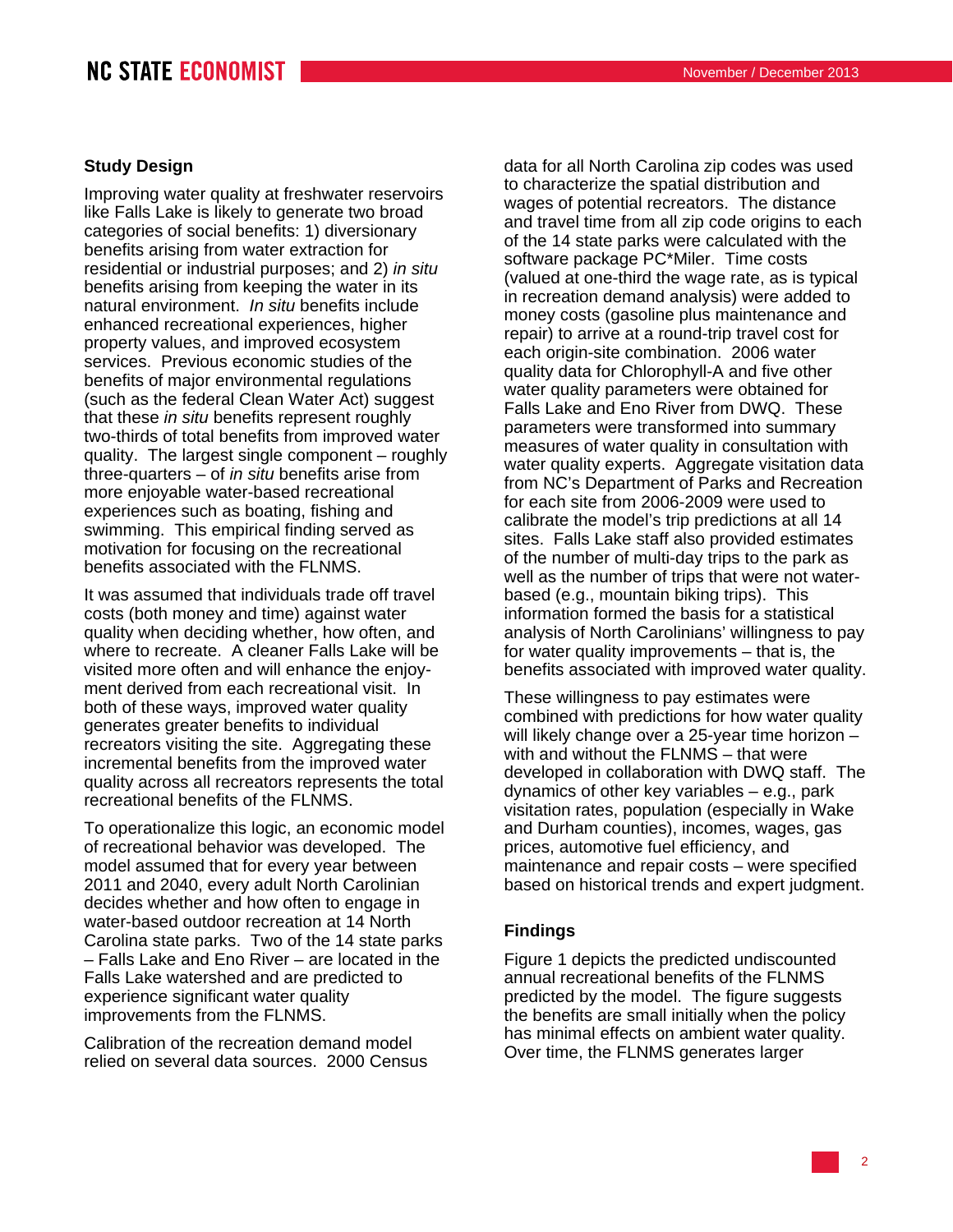## Study Design

Improving water quality at freshwater reservoirs like Falls Lake is likely to generate two broad categories of social benefits: 1) diversionary benefits arising from water extraction for residential or industrial purposes; and 2) *in situ* benefits arising from keeping the water in its natural environment. *In situ* benefits include enhanced recreational experiences, higher property values, and improved ecosystem services. Previous economic studies of the benefits of major environmental regulations (such as the federal Clean Water Act) suggest that these *in situ* benefits represent roughly two-thirds of total benefits from improved water quality. The largest single component – roughly three-quarters – of *in situ* benefits arise from more enjoyable water-based recreational experiences such as boating, fishing and swimming. This empirical finding served as motivation for focusing on the recreational benefits associated with the FLNMS.

It was assumed that individuals trade off travel costs (both money and time) against water quality when deciding whether, how often, and where to recreate. A cleaner Falls Lake will be visited more often and will enhance the enjoyment derived from each recreational visit. In both of these ways, improved water quality generates greater benefits to individual recreators visiting the site. Aggregating these incremental benefits from the improved water quality across all recreators represents the total recreational benefits of the FLNMS.

To operationalize this logic, an economic model of recreational behavior was developed. The model assumed that for every year between 2011 and 2040, every adult North Carolinian decides whether and how often to engage in water-based outdoor recreation at 14 North Carolina state parks. Two of the 14 state parks – Falls Lake and Eno River – are located in the Falls Lake watershed and are predicted to experience significant water quality improvements from the FLNMS.

Calibration of the recreation demand model relied on several data sources. 2000 Census data for all North Carolina zip codes was used to characterize the spatial distribution and wages of potential recreators. The distance and travel time from all zip code origins to each of the 14 state parks were calculated with the software package PC*Miler. Time costs (valued at one-third the wage rate, as is typical in recreation demand analysis) were added to money costs (gasoline plus maintenance and repair) to arrive at a round-trip travel cost for each origin-site combination. 2006 water quality data for Chlorophyll-A and five other water quality parameters were obtained for Falls Lake and Eno River from DWQ. These parameters were transformed into summary measures of water quality in consultation with water quality experts. Aggregate visitation data from NC's Department of Parks and Recreation for each site from 2006-2009 were used to calibrate the model's trip predictions at all 14 sites. Falls Lake staff also provided estimates of the number of multi-day trips to the park as well as the number of trips that were not water-based (e.g., mountain biking trips). This information formed the basis for a statistical analysis of North Carolinians' willingness to pay for water quality improvements – that is, the benefits associated with improved water quality.

These willingness to pay estimates were combined with predictions for how water quality will likely change over a 25-year time horizon – with and without the FLNMS – that were developed in collaboration with DWQ staff. The dynamics of other key variables – e.g., park visitation rates, population (especially in Wake and Durham counties), incomes, wages, gas prices, automotive fuel efficiency, and maintenance and repair costs – were specified based on historical trends and expert judgment.

## Findings

Figure 1 depicts the predicted undiscounted annual recreational benefits of the FLNMS predicted by the model. The figure suggests the benefits are small initially when the policy has minimal effects on ambient water quality. Over time, the FLNMS generates larger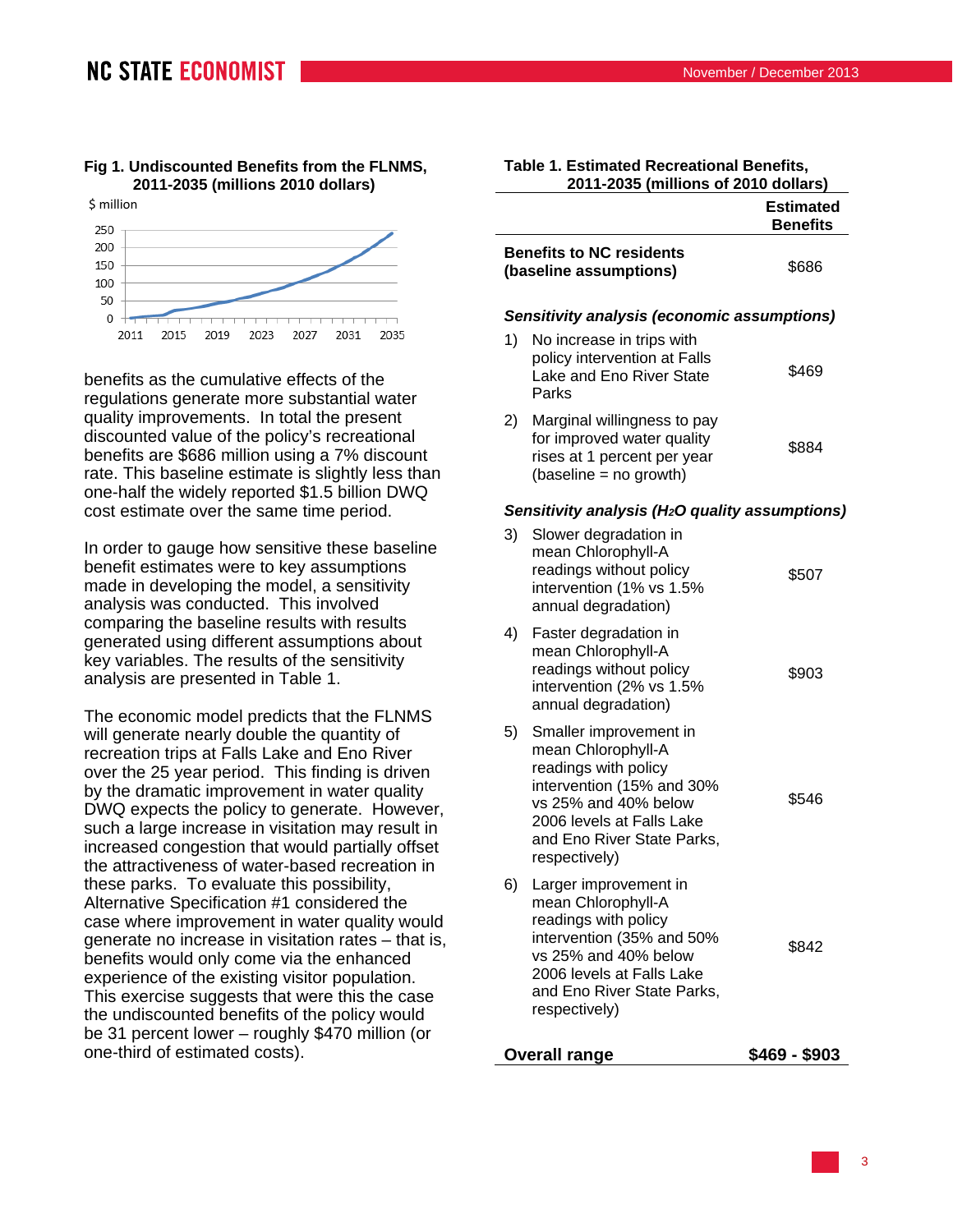**Fig 1. Undiscounted Benefits from the FLNMS, 2011-2035 (millions 2010 dollars)**

benefits as the cumulative effects of the regulations generate more substantial water quality improvements. In total the present discounted value of the policy's recreational benefits are $686 million using a 7% discount rate. This baseline estimate is slightly less than one-half the widely reported $1.5 billion DWQ cost estimate over the same time period.

In order to gauge how sensitive these baseline benefit estimates were to key assumptions made in developing the model, a sensitivity analysis was conducted. This involved comparing the baseline results with results generated using different assumptions about key variables. The results of the sensitivity analysis are presented in Table 1.

The economic model predicts that the FLNMS will generate nearly double the quantity of recreation trips at Falls Lake and Eno River over the 25 year period. This finding is driven by the dramatic improvement in water quality DWQ expects the policy to generate. However, such a large increase in visitation may result in increased congestion that would partially offset the attractiveness of water-based recreation in these parks. To evaluate this possibility, Alternative Specification #1 considered the case where improvement in water quality would generate no increase in visitation rates – that is, benefits would only come via the enhanced experience of the existing visitor population. This exercise suggests that were this the case the undiscounted benefits of the policy would be 31 percent lower – roughly $470 million (or one-third of estimated costs).

**Table 1. Estimated Recreational Benefits, 2011-2035 (millions of 2010 dollars)**

| | Estimated Benefits |
|---|---|
| **Benefits to NC residents (baseline assumptions)** | $686 |
| ***Sensitivity analysis (economic assumptions)*** | |
| 1) No increase in trips with policy intervention at Falls Lake and Eno River State Parks | $469 |
| 2) Marginal willingness to pay for improved water quality rises at 1 percent per year (baseline = no growth) | $884 |
| ***Sensitivity analysis ($H_2O$ quality assumptions)*** | |
| 3) Slower degradation in mean Chlorophyll-A readings without policy intervention (1% vs 1.5% annual degradation) | $507 |
| 4) Faster degradation in mean Chlorophyll-A readings without policy intervention (2% vs 1.5% annual degradation) | $903 |
| 5) Smaller improvement in mean Chlorophyll-A readings with policy intervention (15% and 30% vs 25% and 40% below 2006 levels at Falls Lake and Eno River State Parks, respectively) | $546 |
| 6) Larger improvement in mean Chlorophyll-A readings with policy intervention (35% and 50% vs 25% and 40% below 2006 levels at Falls Lake and Eno River State Parks, respectively) | $842 |
| **Overall range** | **$469 - $903** |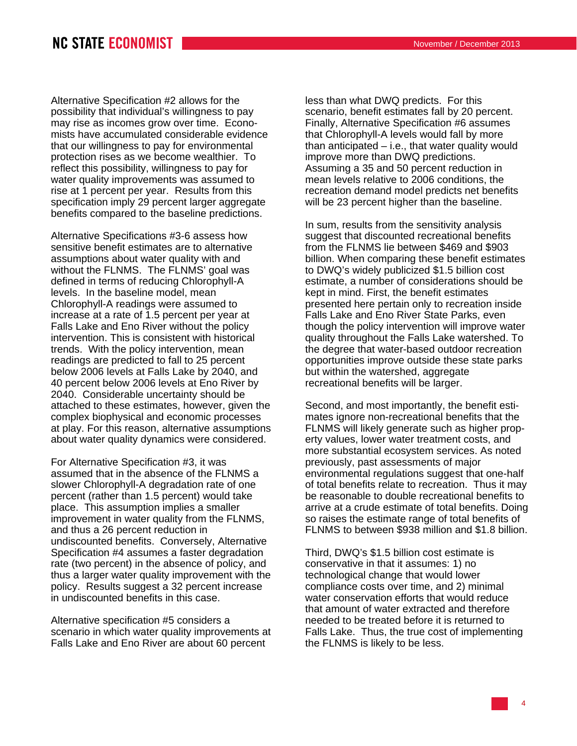Alternative Specification #2 allows for the possibility that individual's willingness to pay may rise as incomes grow over time. Economists have accumulated considerable evidence that our willingness to pay for environmental protection rises as we become wealthier. To reflect this possibility, willingness to pay for water quality improvements was assumed to rise at 1 percent per year. Results from this specification imply 29 percent larger aggregate benefits compared to the baseline predictions.

Alternative Specifications #3-6 assess how sensitive benefit estimates are to alternative assumptions about water quality with and without the FLNMS. The FLNMS' goal was defined in terms of reducing Chlorophyll-A levels. In the baseline model, mean Chlorophyll-A readings were assumed to increase at a rate of 1.5 percent per year at Falls Lake and Eno River without the policy intervention. This is consistent with historical trends. With the policy intervention, mean readings are predicted to fall to 25 percent below 2006 levels at Falls Lake by 2040, and 40 percent below 2006 levels at Eno River by 2040. Considerable uncertainty should be attached to these estimates, however, given the complex biophysical and economic processes at play. For this reason, alternative assumptions about water quality dynamics were considered.

For Alternative Specification #3, it was assumed that in the absence of the FLNMS a slower Chlorophyll-A degradation rate of one percent (rather than 1.5 percent) would take place. This assumption implies a smaller improvement in water quality from the FLNMS, and thus a 26 percent reduction in undiscounted benefits. Conversely, Alternative Specification #4 assumes a faster degradation rate (two percent) in the absence of policy, and thus a larger water quality improvement with the policy. Results suggest a 32 percent increase in undiscounted benefits in this case.

Alternative specification #5 considers a scenario in which water quality improvements at Falls Lake and Eno River are about 60 percent less than what DWQ predicts. For this scenario, benefit estimates fall by 20 percent. Finally, Alternative Specification #6 assumes that Chlorophyll-A levels would fall by more than anticipated – i.e., that water quality would improve more than DWQ predictions. Assuming a 35 and 50 percent reduction in mean levels relative to 2006 conditions, the recreation demand model predicts net benefits will be 23 percent higher than the baseline.

In sum, results from the sensitivity analysis suggest that discounted recreational benefits from the FLNMS lie between $469 and $903 billion. When comparing these benefit estimates to DWQ's widely publicized $1.5 billion cost estimate, a number of considerations should be kept in mind. First, the benefit estimates presented here pertain only to recreation inside Falls Lake and Eno River State Parks, even though the policy intervention will improve water quality throughout the Falls Lake watershed. To the degree that water-based outdoor recreation opportunities improve outside these state parks but within the watershed, aggregate recreational benefits will be larger.

Second, and most importantly, the benefit estimates ignore non-recreational benefits that the FLNMS will likely generate such as higher property values, lower water treatment costs, and more substantial ecosystem services. As noted previously, past assessments of major environmental regulations suggest that one-half of total benefits relate to recreation. Thus it may be reasonable to double recreational benefits to arrive at a crude estimate of total benefits. Doing so raises the estimate range of total benefits of FLNMS to between $938 million and $1.8 billion.

Third, DWQ's $1.5 billion cost estimate is conservative in that it assumes: 1) no technological change that would lower compliance costs over time, and 2) minimal water conservation efforts that would reduce that amount of water extracted and therefore needed to be treated before it is returned to Falls Lake. Thus, the true cost of implementing the FLNMS is likely to be less.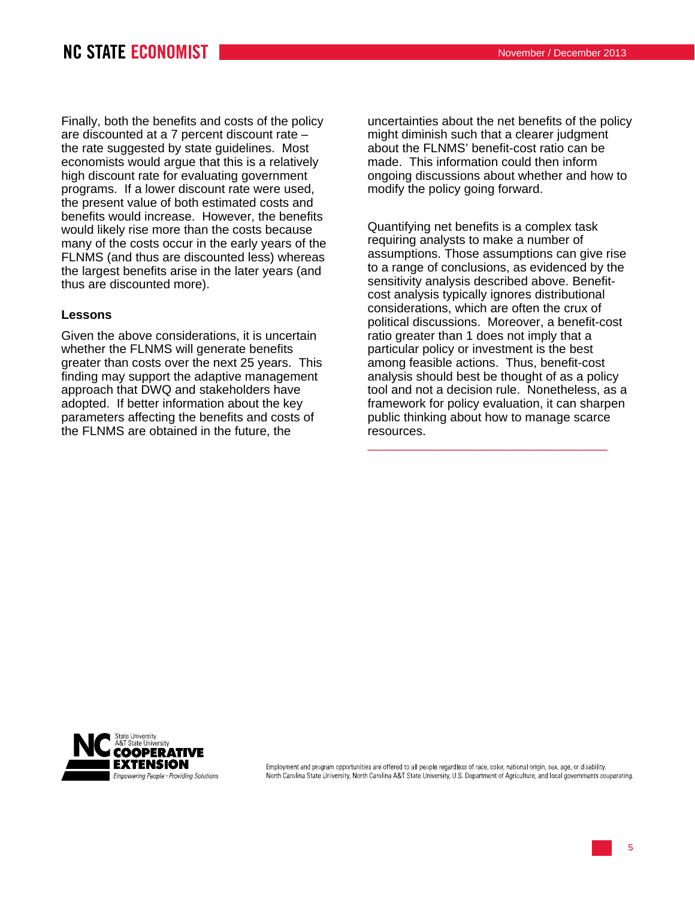Finally, both the benefits and costs of the policy are discounted at a 7 percent discount rate – the rate suggested by state guidelines. Most economists would argue that this is a relatively high discount rate for evaluating government programs. If a lower discount rate were used, the present value of both estimated costs and benefits would increase. However, the benefits would likely rise more than the costs because many of the costs occur in the early years of the FLNMS (and thus are discounted less) whereas the largest benefits arise in the later years (and thus are discounted more).

**Lessons**

Given the above considerations, it is uncertain whether the FLNMS will generate benefits greater than costs over the next 25 years. This finding may support the adaptive management approach that DWQ and stakeholders have adopted. If better information about the key parameters affecting the benefits and costs of the FLNMS are obtained in the future, the uncertainties about the net benefits of the policy might diminish such that a clearer judgment about the FLNMS' benefit-cost ratio can be made. This information could then inform ongoing discussions about whether and how to modify the policy going forward.

Quantifying net benefits is a complex task requiring analysts to make a number of assumptions. Those assumptions can give rise to a range of conclusions, as evidenced by the sensitivity analysis described above. Benefit-cost analysis typically ignores distributional considerations, which are often the crux of political discussions. Moreover, a benefit-cost ratio greater than 1 does not imply that a particular policy or investment is the best among feasible actions. Thus, benefit-cost analysis should best be thought of as a policy tool and not a decision rule. Nonetheless, as a framework for policy evaluation, it can sharpen public thinking about how to manage scarce resources.

---

NC State University
A&T State University
COOPERATIVE EXTENSION
Empowering People · Providing Solutions

Employment and program opportunities are offered to all people regardless of race, color, national origin, sex, age, or disability.
North Carolina State University, North Carolina A&T State University, U.S. Department of Agriculture, and local governments cooperating.